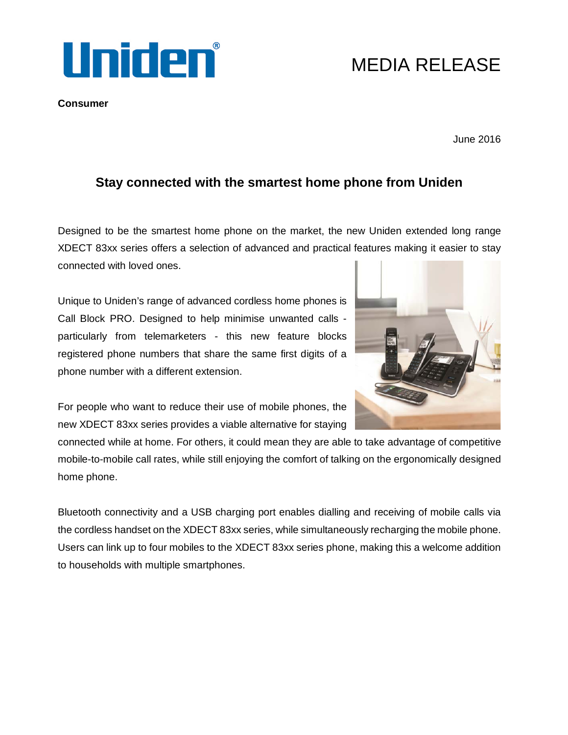Uniden®

# MEDIA RELEASE

**Consumer**

June 2016

## Stay connected with the smartest home phone from Uniden

Designed to be the smartest home phone on the market, the new Uniden extended long range XDECT 83xx series offers a selection of advanced and practical features making it easier to stay connected with loved ones.

Unique to Uniden's range of advanced cordless home phones is Call Block PRO. Designed to help minimise unwanted calls - particularly from telemarketers - this new feature blocks registered phone numbers that share the same first digits of a phone number with a different extension.

For people who want to reduce their use of mobile phones, the new XDECT 83xx series provides a viable alternative for staying connected while at home. For others, it could mean they are able to take advantage of competitive mobile-to-mobile call rates, while still enjoying the comfort of talking on the ergonomically designed home phone.

Bluetooth connectivity and a USB charging port enables dialling and receiving of mobile calls via the cordless handset on the XDECT 83xx series, while simultaneously recharging the mobile phone. Users can link up to four mobiles to the XDECT 83xx series phone, making this a welcome addition to households with multiple smartphones.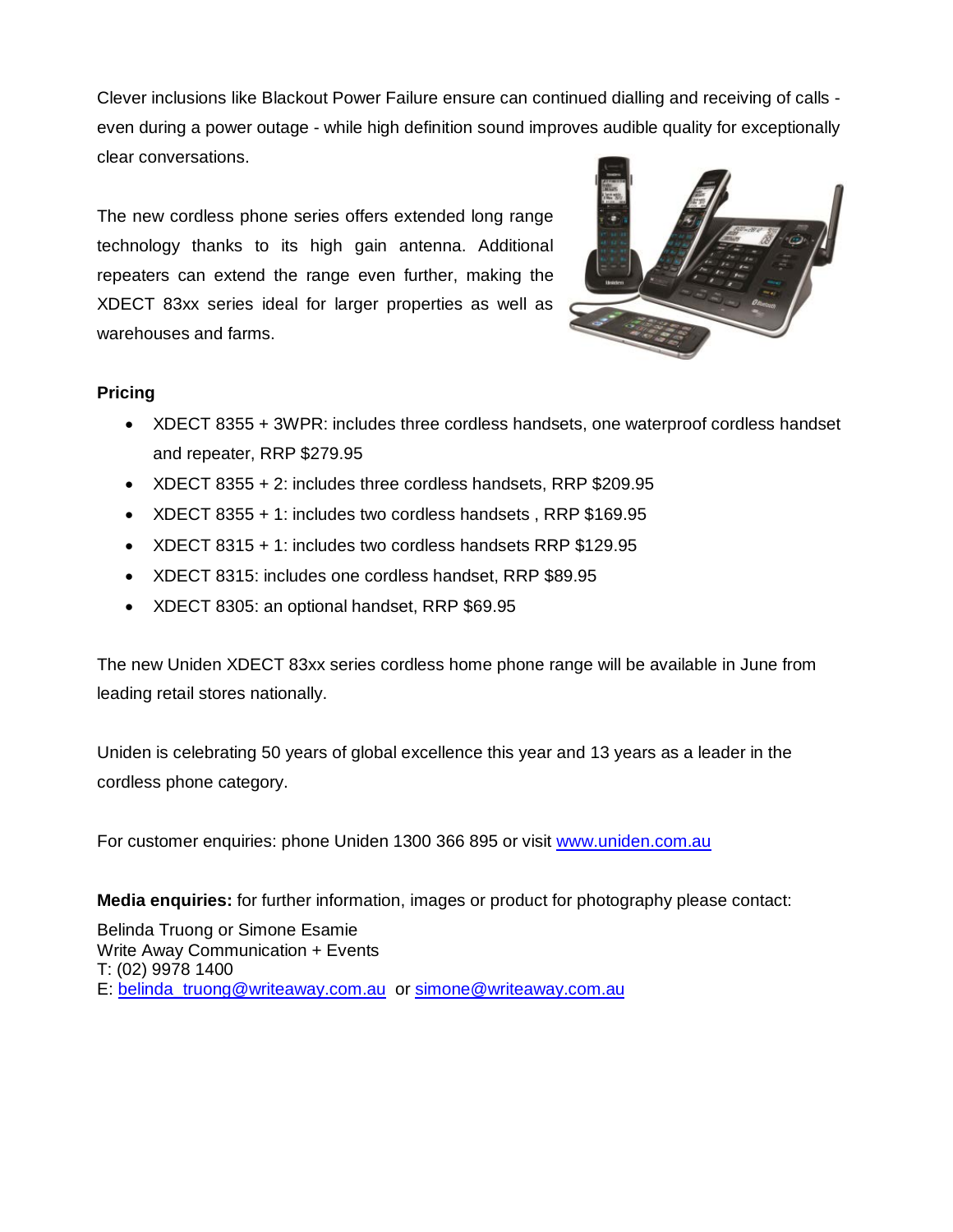Clever inclusions like Blackout Power Failure ensure can continued dialling and receiving of calls - even during a power outage - while high definition sound improves audible quality for exceptionally clear conversations.

The new cordless phone series offers extended long range technology thanks to its high gain antenna. Additional repeaters can extend the range even further, making the XDECT 83xx series ideal for larger properties as well as warehouses and farms.

**Pricing**

- XDECT 8355 + 3WPR: includes three cordless handsets, one waterproof cordless handset and repeater, RRP $279.95
- XDECT 8355 + 2: includes three cordless handsets, RRP $209.95
- XDECT 8355 + 1: includes two cordless handsets , RRP $169.95
- XDECT 8315 + 1: includes two cordless handsets RRP $129.95
- XDECT 8315: includes one cordless handset, RRP $89.95
- XDECT 8305: an optional handset, RRP $69.95

The new Uniden XDECT 83xx series cordless home phone range will be available in June from leading retail stores nationally.

Uniden is celebrating 50 years of global excellence this year and 13 years as a leader in the cordless phone category.

For customer enquiries: phone Uniden 1300 366 895 or visit www.uniden.com.au

**Media enquiries:** for further information, images or product for photography please contact:

Belinda Truong or Simone Esamie
Write Away Communication + Events
T: (02) 9978 1400
E: belinda_truong@writeaway.com.au or simone@writeaway.com.au